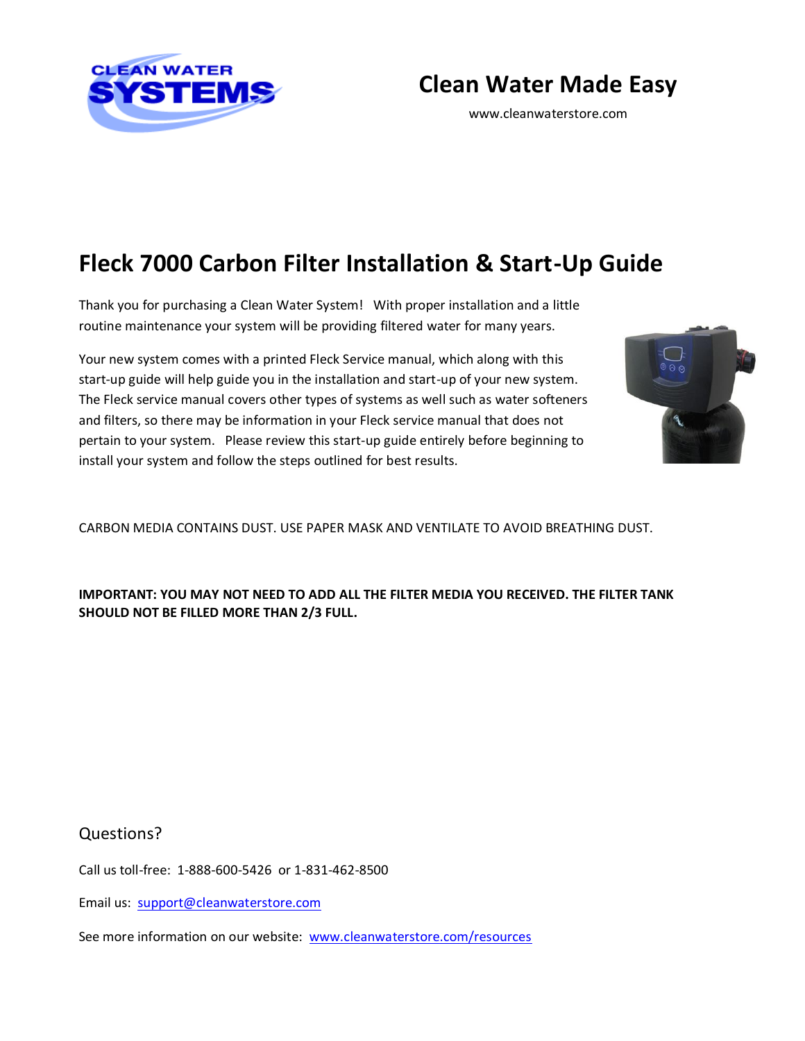CLEAN WATER SYSTEMS

## Clean Water Made Easy

www.cleanwaterstore.com

# Fleck 7000 Carbon Filter Installation & Start-Up Guide

Thank you for purchasing a Clean Water System! With proper installation and a little routine maintenance your system will be providing filtered water for many years.

Your new system comes with a printed Fleck Service manual, which along with this start-up guide will help guide you in the installation and start-up of your new system. The Fleck service manual covers other types of systems as well such as water softeners and filters, so there may be information in your Fleck service manual that does not pertain to your system. Please review this start-up guide entirely before beginning to install your system and follow the steps outlined for best results.

CARBON MEDIA CONTAINS DUST. USE PAPER MASK AND VENTILATE TO AVOID BREATHING DUST.

**IMPORTANT: YOU MAY NOT NEED TO ADD ALL THE FILTER MEDIA YOU RECEIVED. THE FILTER TANK SHOULD NOT BE FILLED MORE THAN 2/3 FULL.**

Questions?

Call us toll-free: 1-888-600-5426 or 1-831-462-8500

Email us: support@cleanwaterstore.com

See more information on our website: www.cleanwaterstore.com/resources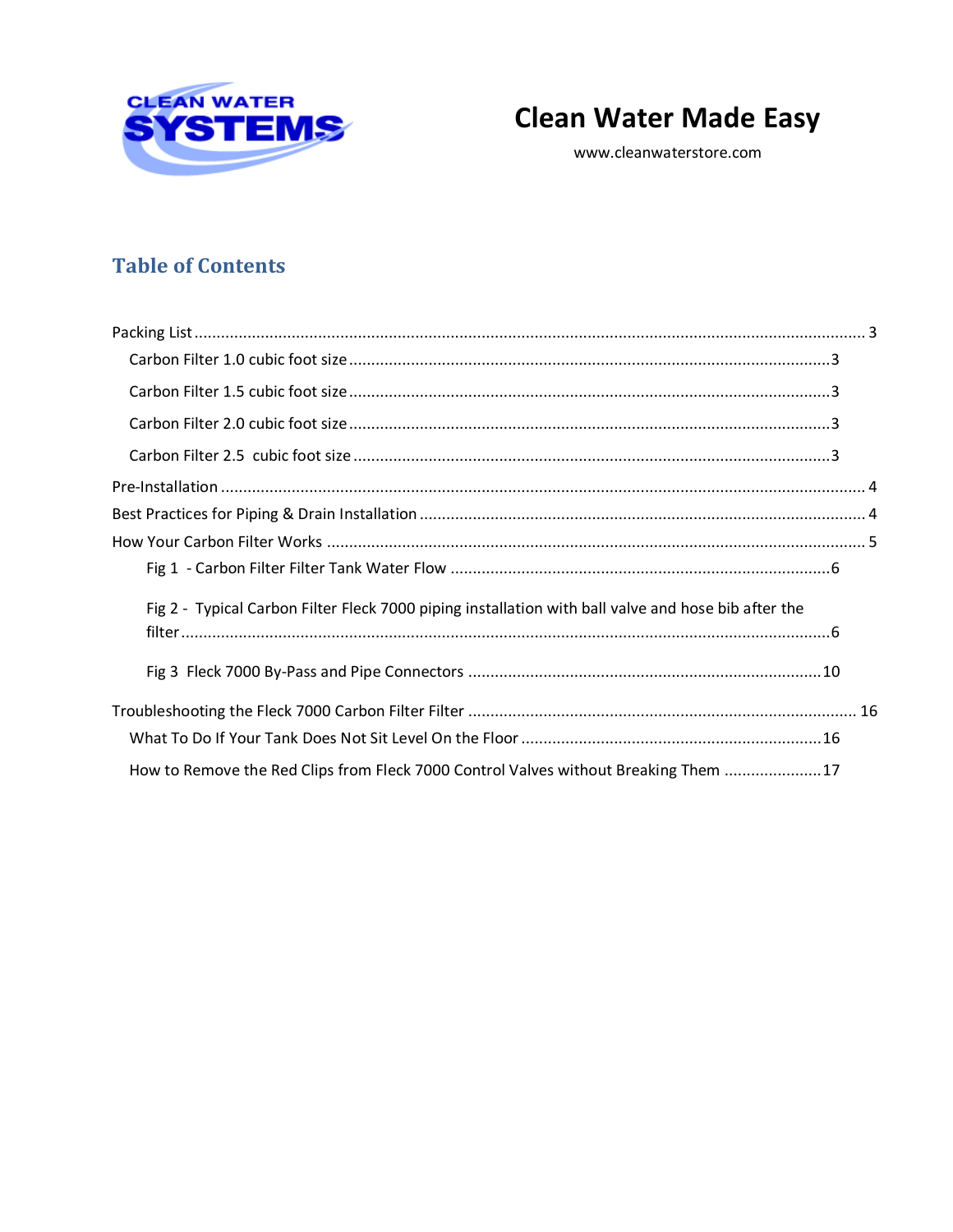**Clean Water Made Easy**

www.cleanwaterstore.com

## Table of Contents

Packing List ..... 3

- Carbon Filter 1.0 cubic foot size ..... 3
- Carbon Filter 1.5 cubic foot size ..... 3
- Carbon Filter 2.0 cubic foot size ..... 3
- Carbon Filter 2.5 cubic foot size ..... 3

Pre-Installation ..... 4

Best Practices for Piping & Drain Installation ..... 4

How Your Carbon Filter Works ..... 5

- Fig 1 - Carbon Filter Filter Tank Water Flow ..... 6
- Fig 2 - Typical Carbon Filter Fleck 7000 piping installation with ball valve and hose bib after the filter ..... 6
- Fig 3 Fleck 7000 By-Pass and Pipe Connectors ..... 10

Troubleshooting the Fleck 7000 Carbon Filter Filter ..... 16

- What To Do If Your Tank Does Not Sit Level On the Floor ..... 16
- How to Remove the Red Clips from Fleck 7000 Control Valves without Breaking Them ..... 17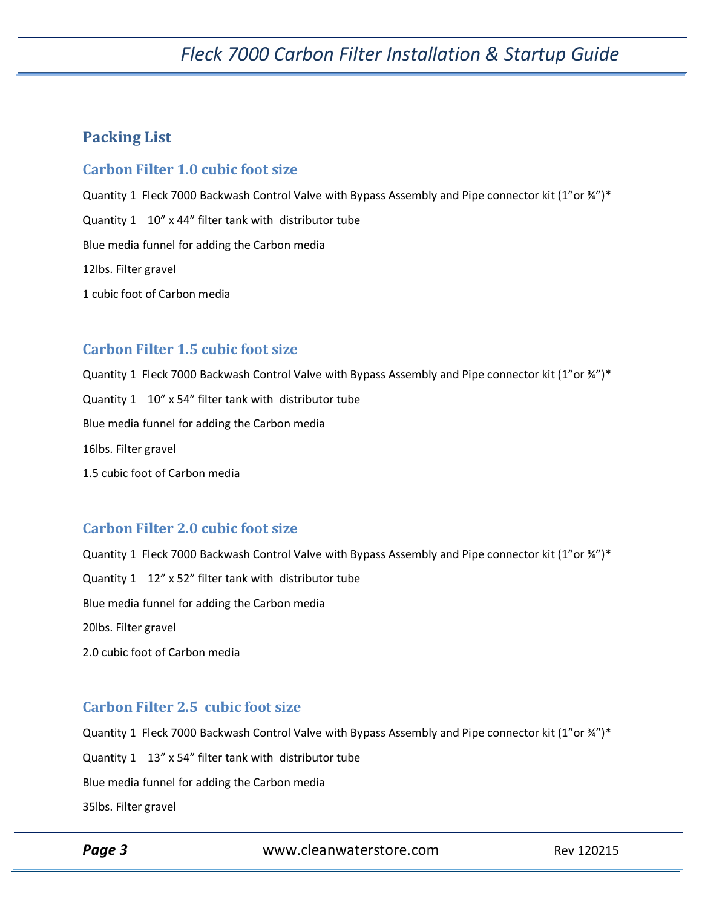## Packing List

### Carbon Filter 1.0 cubic foot size

Quantity 1 Fleck 7000 Backwash Control Valve with Bypass Assembly and Pipe connector kit (1"or ¾")*

Quantity 1 10" x 44" filter tank with distributor tube

Blue media funnel for adding the Carbon media

12lbs. Filter gravel

1 cubic foot of Carbon media

### Carbon Filter 1.5 cubic foot size

Quantity 1 Fleck 7000 Backwash Control Valve with Bypass Assembly and Pipe connector kit (1"or ¾")*

Quantity 1 10" x 54" filter tank with distributor tube

Blue media funnel for adding the Carbon media

16lbs. Filter gravel

1.5 cubic foot of Carbon media

### Carbon Filter 2.0 cubic foot size

Quantity 1 Fleck 7000 Backwash Control Valve with Bypass Assembly and Pipe connector kit (1"or ¾")*

Quantity 1 12" x 52" filter tank with distributor tube

Blue media funnel for adding the Carbon media

20lbs. Filter gravel

2.0 cubic foot of Carbon media

### Carbon Filter 2.5 cubic foot size

Quantity 1 Fleck 7000 Backwash Control Valve with Bypass Assembly and Pipe connector kit (1"or ¾")*

Quantity 1 13" x 54" filter tank with distributor tube

Blue media funnel for adding the Carbon media

35lbs. Filter gravel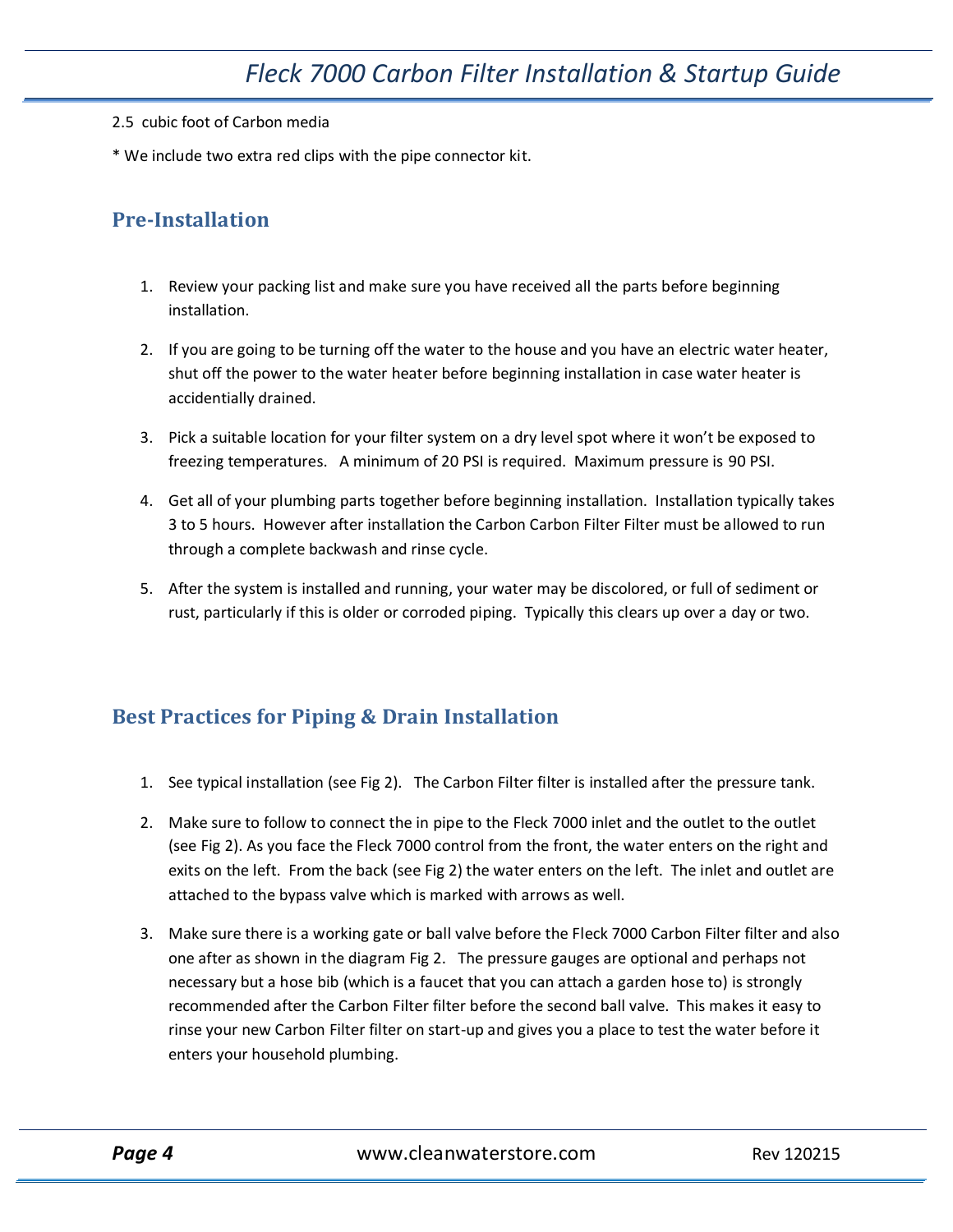2.5 cubic foot of Carbon media

* We include two extra red clips with the pipe connector kit.

## Pre-Installation

1. Review your packing list and make sure you have received all the parts before beginning installation.

2. If you are going to be turning off the water to the house and you have an electric water heater, shut off the power to the water heater before beginning installation in case water heater is accidentially drained.

3. Pick a suitable location for your filter system on a dry level spot where it won't be exposed to freezing temperatures. A minimum of 20 PSI is required. Maximum pressure is 90 PSI.

4. Get all of your plumbing parts together before beginning installation. Installation typically takes 3 to 5 hours. However after installation the Carbon Carbon Filter Filter must be allowed to run through a complete backwash and rinse cycle.

5. After the system is installed and running, your water may be discolored, or full of sediment or rust, particularly if this is older or corroded piping. Typically this clears up over a day or two.

## Best Practices for Piping & Drain Installation

1. See typical installation (see Fig 2). The Carbon Filter filter is installed after the pressure tank.

2. Make sure to follow to connect the in pipe to the Fleck 7000 inlet and the outlet to the outlet (see Fig 2). As you face the Fleck 7000 control from the front, the water enters on the right and exits on the left. From the back (see Fig 2) the water enters on the left. The inlet and outlet are attached to the bypass valve which is marked with arrows as well.

3. Make sure there is a working gate or ball valve before the Fleck 7000 Carbon Filter filter and also one after as shown in the diagram Fig 2. The pressure gauges are optional and perhaps not necessary but a hose bib (which is a faucet that you can attach a garden hose to) is strongly recommended after the Carbon Filter filter before the second ball valve. This makes it easy to rinse your new Carbon Filter filter on start-up and gives you a place to test the water before it enters your household plumbing.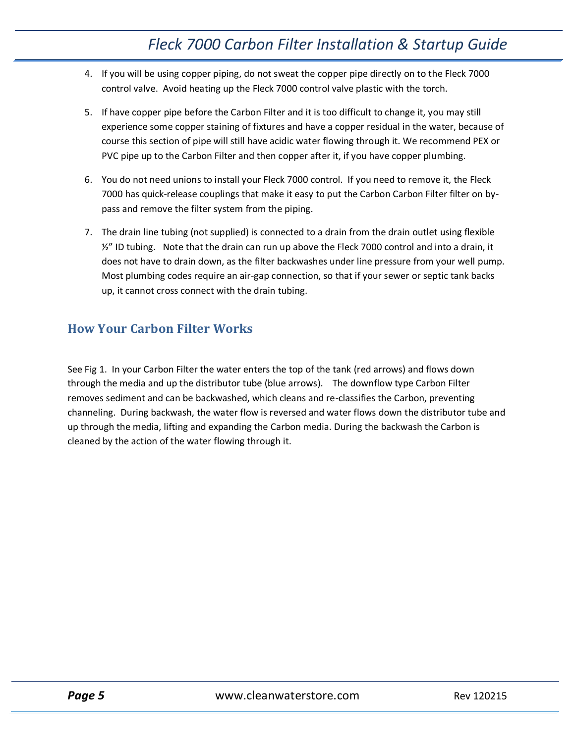4. If you will be using copper piping, do not sweat the copper pipe directly on to the Fleck 7000 control valve. Avoid heating up the Fleck 7000 control valve plastic with the torch.

5. If have copper pipe before the Carbon Filter and it is too difficult to change it, you may still experience some copper staining of fixtures and have a copper residual in the water, because of course this section of pipe will still have acidic water flowing through it. We recommend PEX or PVC pipe up to the Carbon Filter and then copper after it, if you have copper plumbing.

6. You do not need unions to install your Fleck 7000 control. If you need to remove it, the Fleck 7000 has quick-release couplings that make it easy to put the Carbon Carbon Filter filter on by-pass and remove the filter system from the piping.

7. The drain line tubing (not supplied) is connected to a drain from the drain outlet using flexible ½" ID tubing. Note that the drain can run up above the Fleck 7000 control and into a drain, it does not have to drain down, as the filter backwashes under line pressure from your well pump. Most plumbing codes require an air-gap connection, so that if your sewer or septic tank backs up, it cannot cross connect with the drain tubing.

## How Your Carbon Filter Works

See Fig 1. In your Carbon Filter the water enters the top of the tank (red arrows) and flows down through the media and up the distributor tube (blue arrows). The downflow type Carbon Filter removes sediment and can be backwashed, which cleans and re-classifies the Carbon, preventing channeling. During backwash, the water flow is reversed and water flows down the distributor tube and up through the media, lifting and expanding the Carbon media. During the backwash the Carbon is cleaned by the action of the water flowing through it.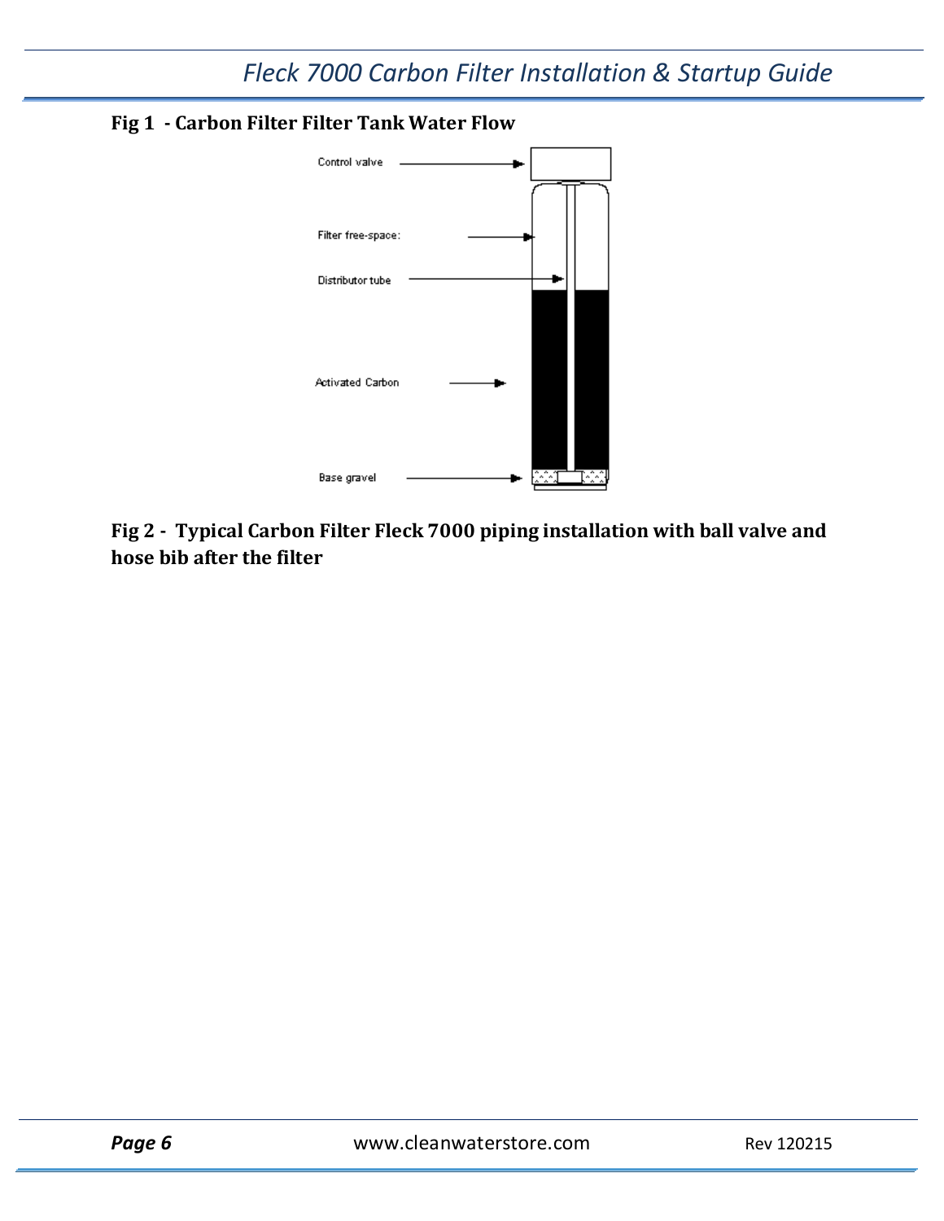**Fig 1 - Carbon Filter Filter Tank Water Flow**

Control valve

Filter free-space:

Distributor tube

Activated Carbon

Base gravel

**Fig 2 - Typical Carbon Filter Fleck 7000 piping installation with ball valve and hose bib after the filter**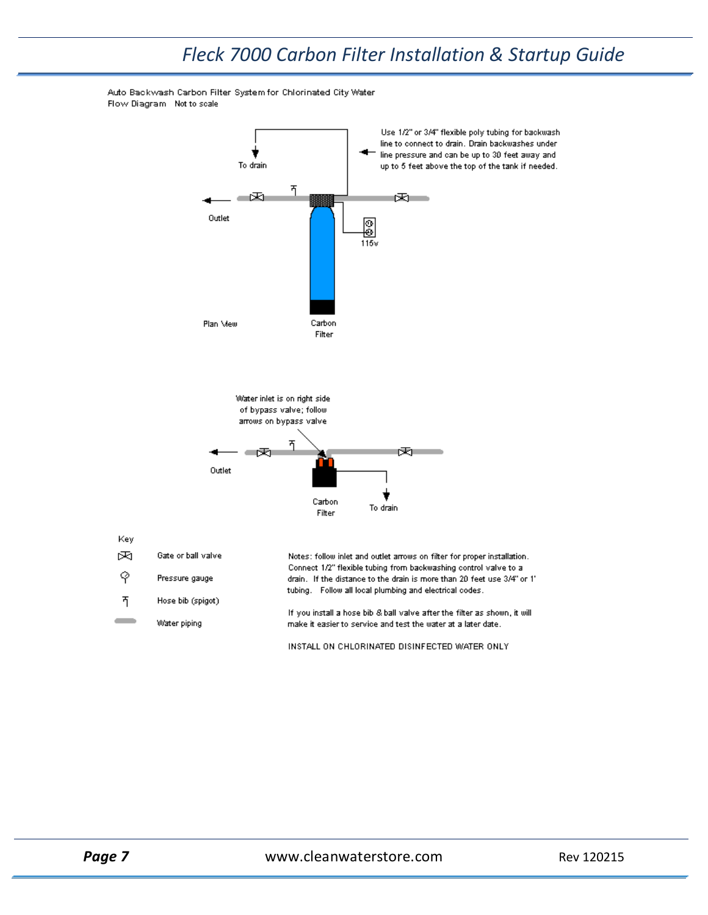Auto Backwash Carbon Filter System for Chlorinated City Water
Flow Diagram Not to scale

Use 1/2" or 3/4" flexible poly tubing for backwash line to connect to drain. Drain backwashes under line pressure and can be up to 30 feet away and up to 5 feet above the top of the tank if needed.

To drain

Outlet

115v

Plan View

Carbon Filter

Water inlet is on right side of bypass valve; follow arrows on bypass valve

Outlet

Carbon Filter

To drain

Key

- Gate or ball valve
- Pressure gauge
- Hose bib (spigot)
- Water piping

Notes: follow inlet and outlet arrows on filter for proper installation. Connect 1/2" flexible tubing from backwashing control valve to a drain. If the distance to the drain is more than 20 feet use 3/4" or 1" tubing. Follow all local plumbing and electrical codes.

If you install a hose bib & ball valve after the filter as shown, it will make it easier to service and test the water at a later date.

INSTALL ON CHLORINATED DISINFECTED WATER ONLY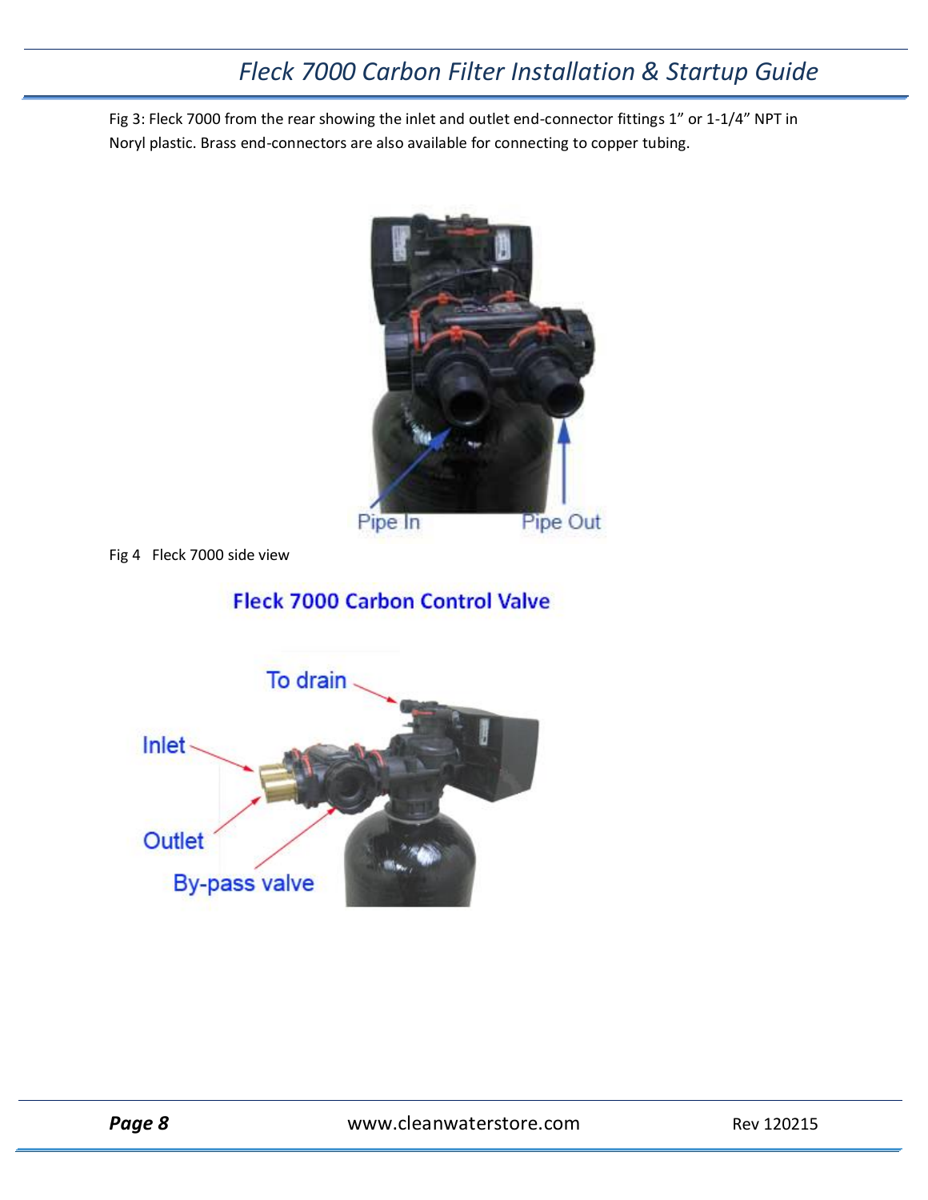Fig 3: Fleck 7000 from the rear showing the inlet and outlet end-connector fittings 1" or 1-1/4" NPT in Noryl plastic. Brass end-connectors are also available for connecting to copper tubing.

Pipe In Pipe Out

Fig 4 Fleck 7000 side view

**Fleck 7000 Carbon Control Valve**

To drain

Inlet

Outlet

By-pass valve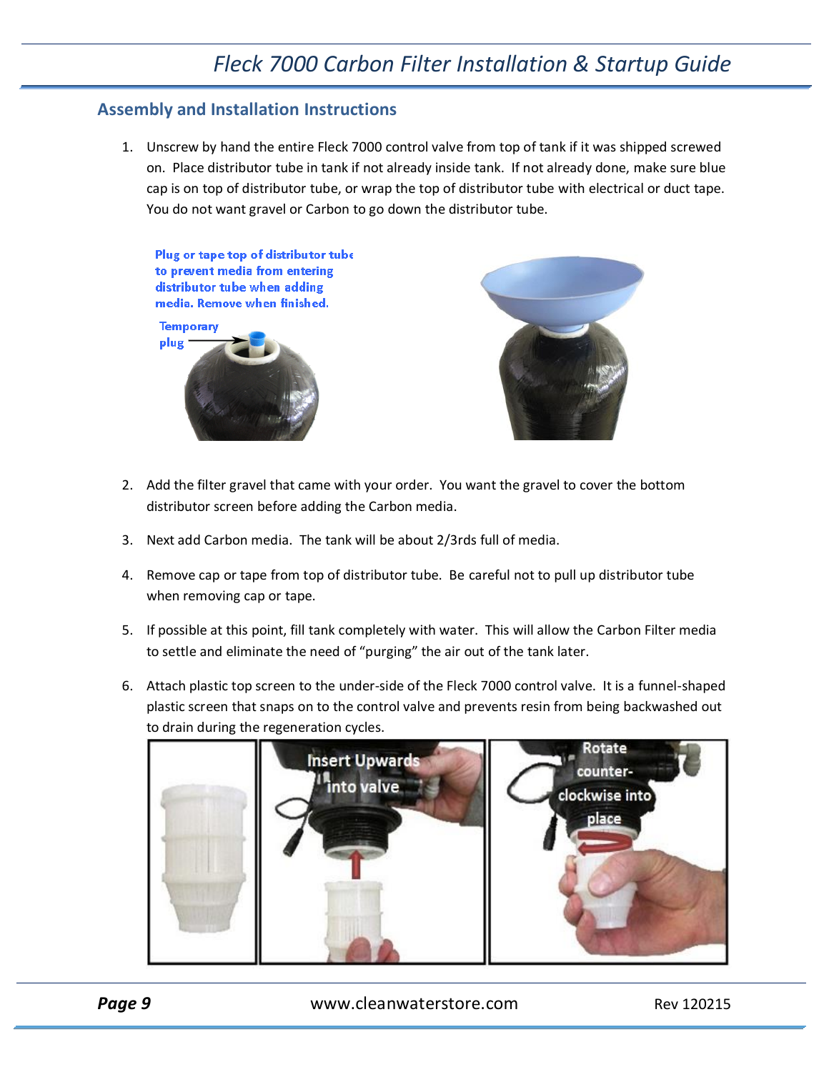## Assembly and Installation Instructions

1. Unscrew by hand the entire Fleck 7000 control valve from top of tank if it was shipped screwed on. Place distributor tube in tank if not already inside tank. If not already done, make sure blue cap is on top of distributor tube, or wrap the top of distributor tube with electrical or duct tape. You do not want gravel or Carbon to go down the distributor tube.

Plug or tape top of distributor tube to prevent media from entering distributor tube when adding media. Remove when finished.

Temporary plug

2. Add the filter gravel that came with your order. You want the gravel to cover the bottom distributor screen before adding the Carbon media.

3. Next add Carbon media. The tank will be about 2/3rds full of media.

4. Remove cap or tape from top of distributor tube. Be careful not to pull up distributor tube when removing cap or tape.

5. If possible at this point, fill tank completely with water. This will allow the Carbon Filter media to settle and eliminate the need of "purging" the air out of the tank later.

6. Attach plastic top screen to the under-side of the Fleck 7000 control valve. It is a funnel-shaped plastic screen that snaps on to the control valve and prevents resin from being backwashed out to drain during the regeneration cycles.

Insert Upwards into valve

Rotate counter-clockwise into place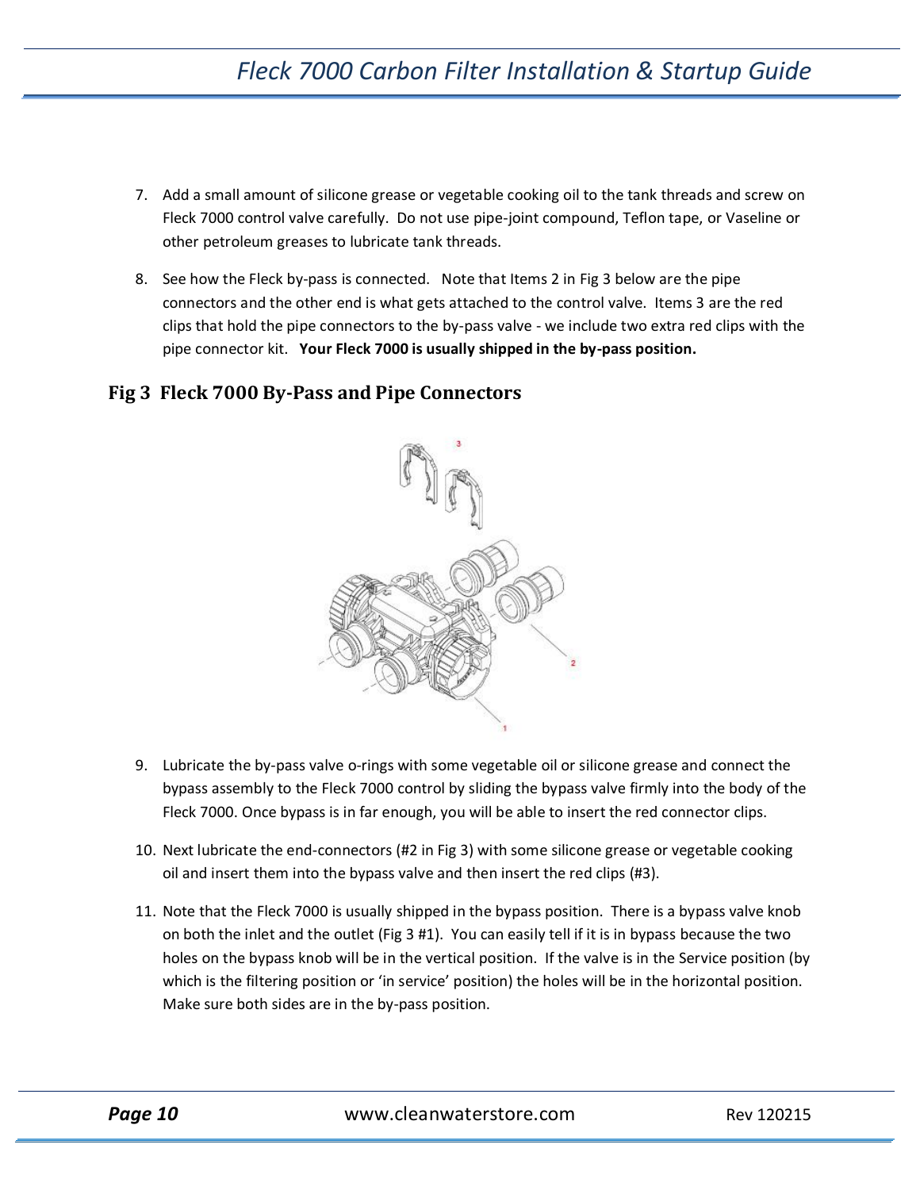7. Add a small amount of silicone grease or vegetable cooking oil to the tank threads and screw on Fleck 7000 control valve carefully. Do not use pipe-joint compound, Teflon tape, or Vaseline or other petroleum greases to lubricate tank threads.

8. See how the Fleck by-pass is connected. Note that Items 2 in Fig 3 below are the pipe connectors and the other end is what gets attached to the control valve. Items 3 are the red clips that hold the pipe connectors to the by-pass valve - we include two extra red clips with the pipe connector kit. **Your Fleck 7000 is usually shipped in the by-pass position.**

## Fig 3 Fleck 7000 By-Pass and Pipe Connectors

9. Lubricate the by-pass valve o-rings with some vegetable oil or silicone grease and connect the bypass assembly to the Fleck 7000 control by sliding the bypass valve firmly into the body of the Fleck 7000. Once bypass is in far enough, you will be able to insert the red connector clips.

10. Next lubricate the end-connectors (#2 in Fig 3) with some silicone grease or vegetable cooking oil and insert them into the bypass valve and then insert the red clips (#3).

11. Note that the Fleck 7000 is usually shipped in the bypass position. There is a bypass valve knob on both the inlet and the outlet (Fig 3 #1). You can easily tell if it is in bypass because the two holes on the bypass knob will be in the vertical position. If the valve is in the Service position (by which is the filtering position or 'in service' position) the holes will be in the horizontal position. Make sure both sides are in the by-pass position.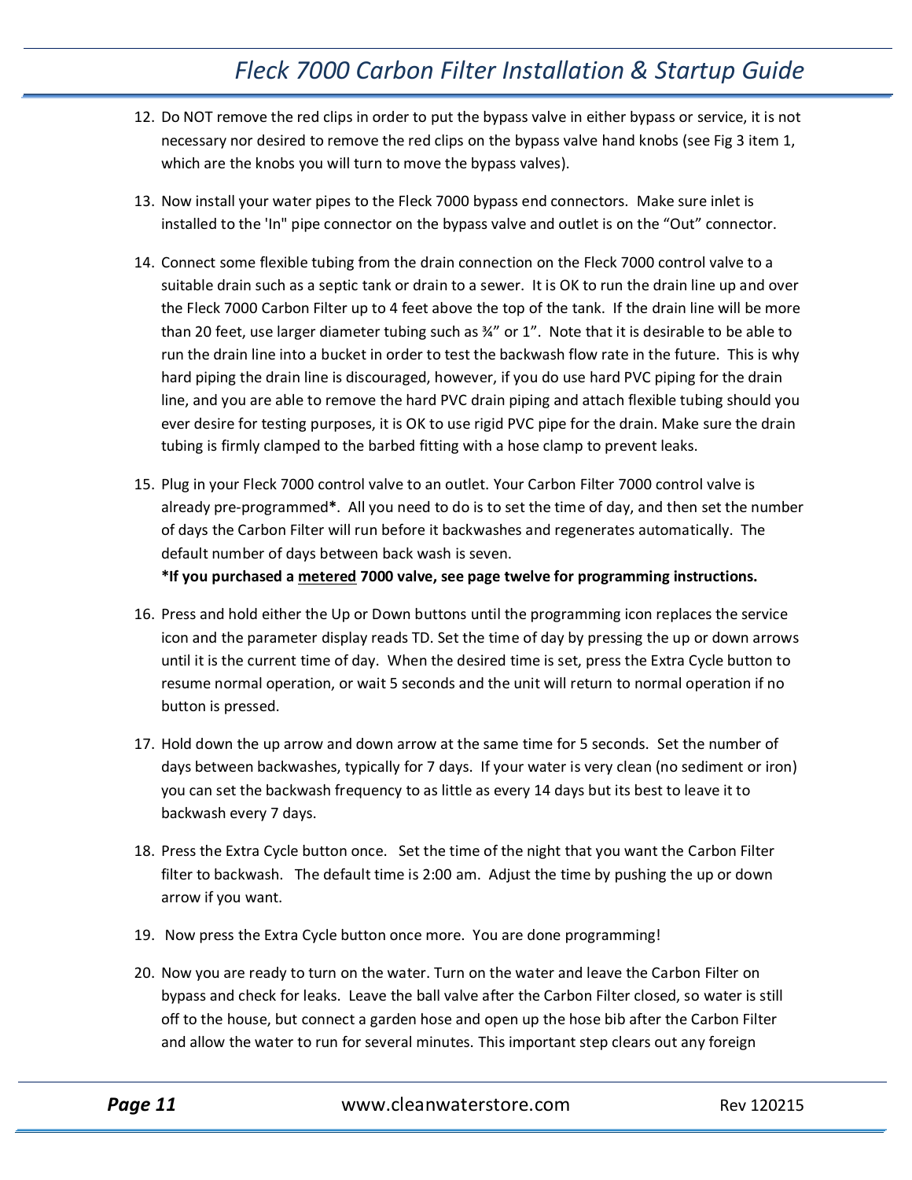12. Do NOT remove the red clips in order to put the bypass valve in either bypass or service, it is not necessary nor desired to remove the red clips on the bypass valve hand knobs (see Fig 3 item 1, which are the knobs you will turn to move the bypass valves).

13. Now install your water pipes to the Fleck 7000 bypass end connectors. Make sure inlet is installed to the 'In" pipe connector on the bypass valve and outlet is on the "Out" connector.

14. Connect some flexible tubing from the drain connection on the Fleck 7000 control valve to a suitable drain such as a septic tank or drain to a sewer. It is OK to run the drain line up and over the Fleck 7000 Carbon Filter up to 4 feet above the top of the tank. If the drain line will be more than 20 feet, use larger diameter tubing such as ¾" or 1". Note that it is desirable to be able to run the drain line into a bucket in order to test the backwash flow rate in the future. This is why hard piping the drain line is discouraged, however, if you do use hard PVC piping for the drain line, and you are able to remove the hard PVC drain piping and attach flexible tubing should you ever desire for testing purposes, it is OK to use rigid PVC pipe for the drain. Make sure the drain tubing is firmly clamped to the barbed fitting with a hose clamp to prevent leaks.

15. Plug in your Fleck 7000 control valve to an outlet. Your Carbon Filter 7000 control valve is already pre-programmed**\***. All you need to do is to set the time of day, and then set the number of days the Carbon Filter will run before it backwashes and regenerates automatically. The default number of days between back wash is seven.
    **\*If you purchased a <u>metered</u> 7000 valve, see page twelve for programming instructions.**

16. Press and hold either the Up or Down buttons until the programming icon replaces the service icon and the parameter display reads TD. Set the time of day by pressing the up or down arrows until it is the current time of day. When the desired time is set, press the Extra Cycle button to resume normal operation, or wait 5 seconds and the unit will return to normal operation if no button is pressed.

17. Hold down the up arrow and down arrow at the same time for 5 seconds. Set the number of days between backwashes, typically for 7 days. If your water is very clean (no sediment or iron) you can set the backwash frequency to as little as every 14 days but its best to leave it to backwash every 7 days.

18. Press the Extra Cycle button once. Set the time of the night that you want the Carbon Filter filter to backwash. The default time is 2:00 am. Adjust the time by pushing the up or down arrow if you want.

19. Now press the Extra Cycle button once more. You are done programming!

20. Now you are ready to turn on the water. Turn on the water and leave the Carbon Filter on bypass and check for leaks. Leave the ball valve after the Carbon Filter closed, so water is still off to the house, but connect a garden hose and open up the hose bib after the Carbon Filter and allow the water to run for several minutes. This important step clears out any foreign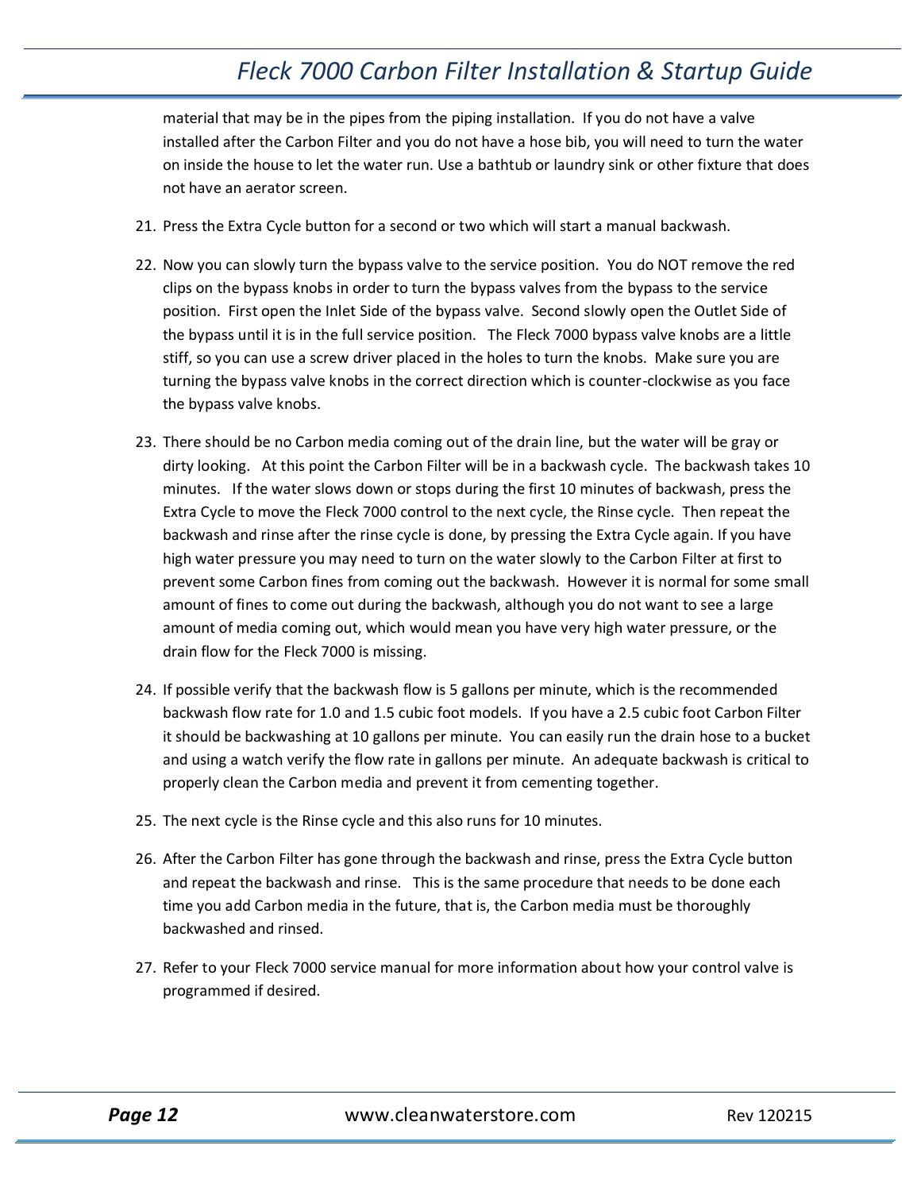material that may be in the pipes from the piping installation. If you do not have a valve installed after the Carbon Filter and you do not have a hose bib, you will need to turn the water on inside the house to let the water run. Use a bathtub or laundry sink or other fixture that does not have an aerator screen.

21. Press the Extra Cycle button for a second or two which will start a manual backwash.

22. Now you can slowly turn the bypass valve to the service position. You do NOT remove the red clips on the bypass knobs in order to turn the bypass valves from the bypass to the service position. First open the Inlet Side of the bypass valve. Second slowly open the Outlet Side of the bypass until it is in the full service position. The Fleck 7000 bypass valve knobs are a little stiff, so you can use a screw driver placed in the holes to turn the knobs. Make sure you are turning the bypass valve knobs in the correct direction which is counter-clockwise as you face the bypass valve knobs.

23. There should be no Carbon media coming out of the drain line, but the water will be gray or dirty looking. At this point the Carbon Filter will be in a backwash cycle. The backwash takes 10 minutes. If the water slows down or stops during the first 10 minutes of backwash, press the Extra Cycle to move the Fleck 7000 control to the next cycle, the Rinse cycle. Then repeat the backwash and rinse after the rinse cycle is done, by pressing the Extra Cycle again. If you have high water pressure you may need to turn on the water slowly to the Carbon Filter at first to prevent some Carbon fines from coming out the backwash. However it is normal for some small amount of fines to come out during the backwash, although you do not want to see a large amount of media coming out, which would mean you have very high water pressure, or the drain flow for the Fleck 7000 is missing.

24. If possible verify that the backwash flow is 5 gallons per minute, which is the recommended backwash flow rate for 1.0 and 1.5 cubic foot models. If you have a 2.5 cubic foot Carbon Filter it should be backwashing at 10 gallons per minute. You can easily run the drain hose to a bucket and using a watch verify the flow rate in gallons per minute. An adequate backwash is critical to properly clean the Carbon media and prevent it from cementing together.

25. The next cycle is the Rinse cycle and this also runs for 10 minutes.

26. After the Carbon Filter has gone through the backwash and rinse, press the Extra Cycle button and repeat the backwash and rinse. This is the same procedure that needs to be done each time you add Carbon media in the future, that is, the Carbon media must be thoroughly backwashed and rinsed.

27. Refer to your Fleck 7000 service manual for more information about how your control valve is programmed if desired.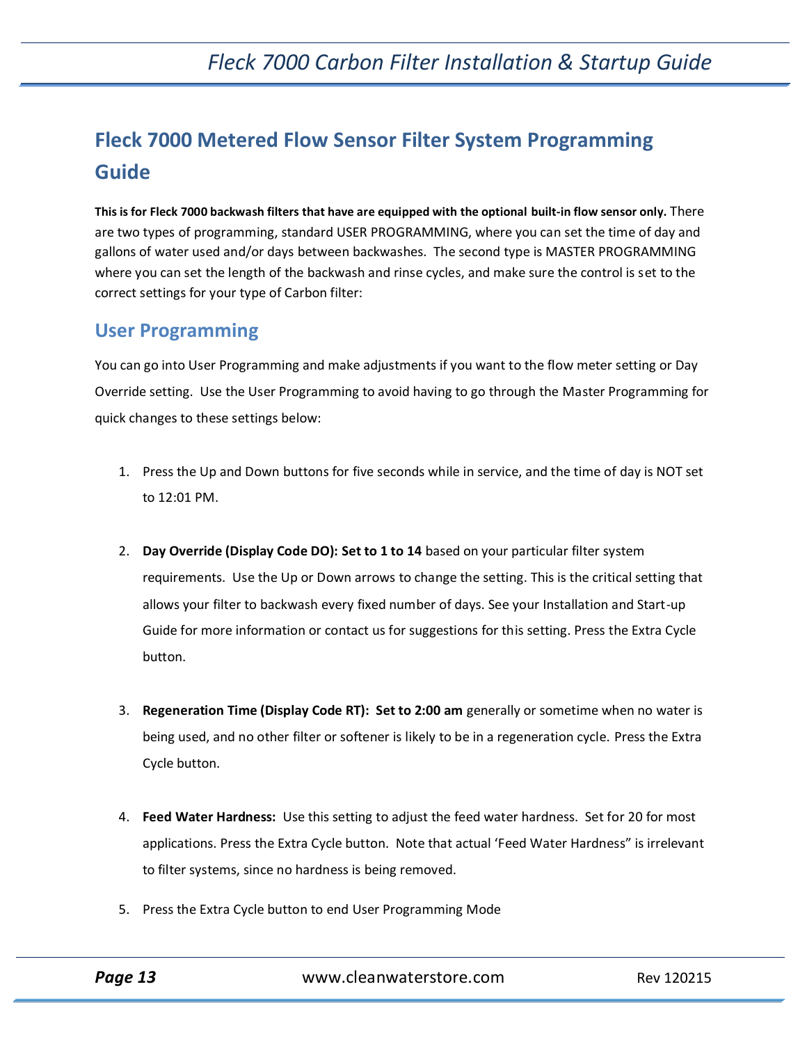# Fleck 7000 Metered Flow Sensor Filter System Programming Guide

**This is for Fleck 7000 backwash filters that have are equipped with the optional built-in flow sensor only.** There are two types of programming, standard USER PROGRAMMING, where you can set the time of day and gallons of water used and/or days between backwashes. The second type is MASTER PROGRAMMING where you can set the length of the backwash and rinse cycles, and make sure the control is set to the correct settings for your type of Carbon filter:

## User Programming

You can go into User Programming and make adjustments if you want to the flow meter setting or Day Override setting. Use the User Programming to avoid having to go through the Master Programming for quick changes to these settings below:

1. Press the Up and Down buttons for five seconds while in service, and the time of day is NOT set to 12:01 PM.

2. **Day Override (Display Code DO): Set to 1 to 14** based on your particular filter system requirements. Use the Up or Down arrows to change the setting. This is the critical setting that allows your filter to backwash every fixed number of days. See your Installation and Start-up Guide for more information or contact us for suggestions for this setting. Press the Extra Cycle button.

3. **Regeneration Time (Display Code RT): Set to 2:00 am** generally or sometime when no water is being used, and no other filter or softener is likely to be in a regeneration cycle. Press the Extra Cycle button.

4. **Feed Water Hardness:** Use this setting to adjust the feed water hardness. Set for 20 for most applications. Press the Extra Cycle button. Note that actual 'Feed Water Hardness" is irrelevant to filter systems, since no hardness is being removed.

5. Press the Extra Cycle button to end User Programming Mode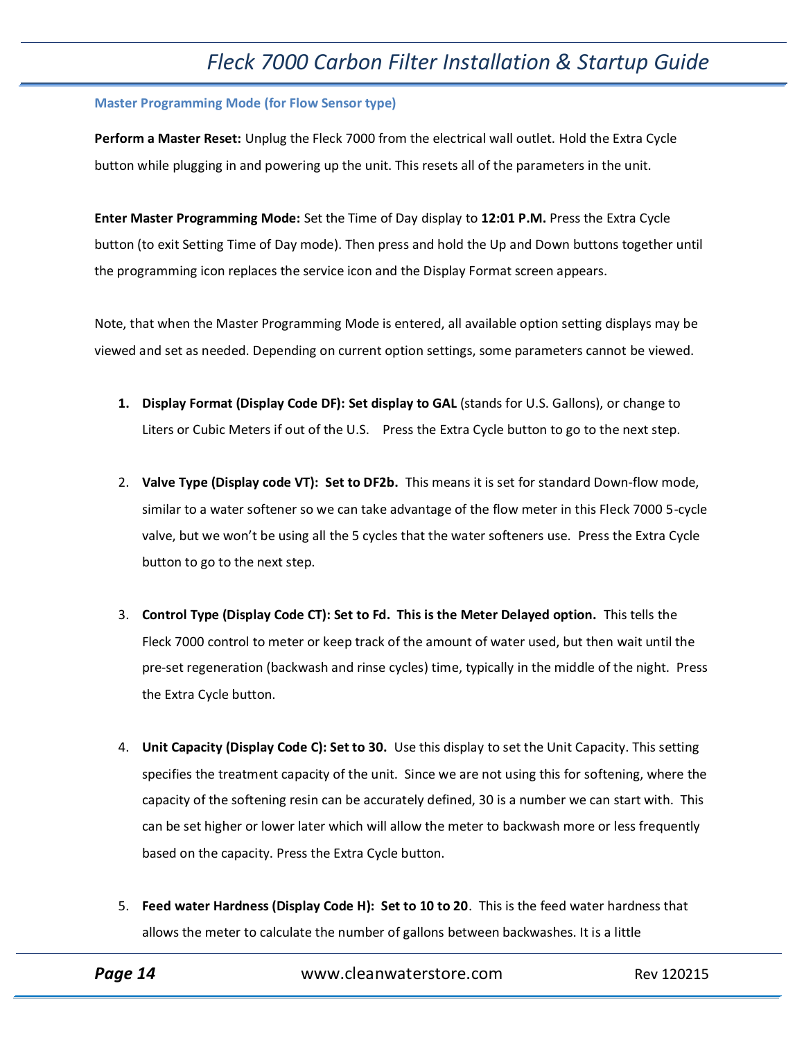### Master Programming Mode (for Flow Sensor type)

**Perform a Master Reset:** Unplug the Fleck 7000 from the electrical wall outlet. Hold the Extra Cycle button while plugging in and powering up the unit. This resets all of the parameters in the unit.

**Enter Master Programming Mode:** Set the Time of Day display to **12:01 P.M.** Press the Extra Cycle button (to exit Setting Time of Day mode). Then press and hold the Up and Down buttons together until the programming icon replaces the service icon and the Display Format screen appears.

Note, that when the Master Programming Mode is entered, all available option setting displays may be viewed and set as needed. Depending on current option settings, some parameters cannot be viewed.

1. **Display Format (Display Code DF): Set display to GAL** (stands for U.S. Gallons), or change to Liters or Cubic Meters if out of the U.S. Press the Extra Cycle button to go to the next step.

2. **Valve Type (Display code VT): Set to DF2b.** This means it is set for standard Down-flow mode, similar to a water softener so we can take advantage of the flow meter in this Fleck 7000 5-cycle valve, but we won't be using all the 5 cycles that the water softeners use. Press the Extra Cycle button to go to the next step.

3. **Control Type (Display Code CT): Set to Fd. This is the Meter Delayed option.** This tells the Fleck 7000 control to meter or keep track of the amount of water used, but then wait until the pre-set regeneration (backwash and rinse cycles) time, typically in the middle of the night. Press the Extra Cycle button.

4. **Unit Capacity (Display Code C): Set to 30.** Use this display to set the Unit Capacity. This setting specifies the treatment capacity of the unit. Since we are not using this for softening, where the capacity of the softening resin can be accurately defined, 30 is a number we can start with. This can be set higher or lower later which will allow the meter to backwash more or less frequently based on the capacity. Press the Extra Cycle button.

5. **Feed water Hardness (Display Code H): Set to 10 to 20**. This is the feed water hardness that allows the meter to calculate the number of gallons between backwashes. It is a little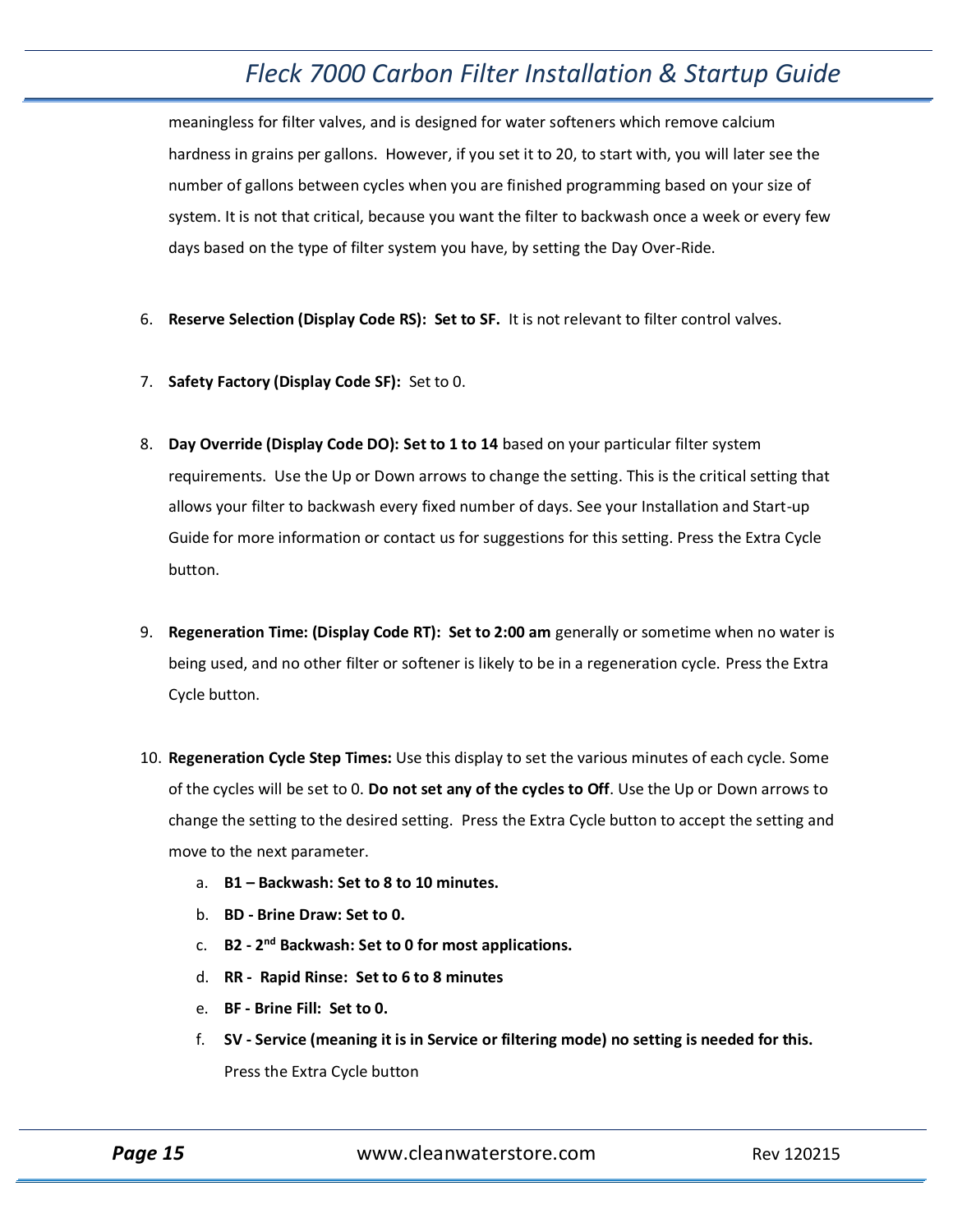meaningless for filter valves, and is designed for water softeners which remove calcium hardness in grains per gallons. However, if you set it to 20, to start with, you will later see the number of gallons between cycles when you are finished programming based on your size of system. It is not that critical, because you want the filter to backwash once a week or every few days based on the type of filter system you have, by setting the Day Over-Ride.

6. **Reserve Selection (Display Code RS): Set to SF.** It is not relevant to filter control valves.

7. **Safety Factory (Display Code SF):** Set to 0.

8. **Day Override (Display Code DO): Set to 1 to 14** based on your particular filter system requirements. Use the Up or Down arrows to change the setting. This is the critical setting that allows your filter to backwash every fixed number of days. See your Installation and Start-up Guide for more information or contact us for suggestions for this setting. Press the Extra Cycle button.

9. **Regeneration Time: (Display Code RT): Set to 2:00 am** generally or sometime when no water is being used, and no other filter or softener is likely to be in a regeneration cycle. Press the Extra Cycle button.

10. **Regeneration Cycle Step Times:** Use this display to set the various minutes of each cycle. Some of the cycles will be set to 0. **Do not set any of the cycles to Off**. Use the Up or Down arrows to change the setting to the desired setting. Press the Extra Cycle button to accept the setting and move to the next parameter.
    a. **B1 – Backwash: Set to 8 to 10 minutes.**
    b. **BD - Brine Draw: Set to 0.**
    c. **B2 - 2nd Backwash: Set to 0 for most applications.**
    d. **RR - Rapid Rinse: Set to 6 to 8 minutes**
    e. **BF - Brine Fill: Set to 0.**
    f. **SV - Service (meaning it is in Service or filtering mode) no setting is needed for this.** Press the Extra Cycle button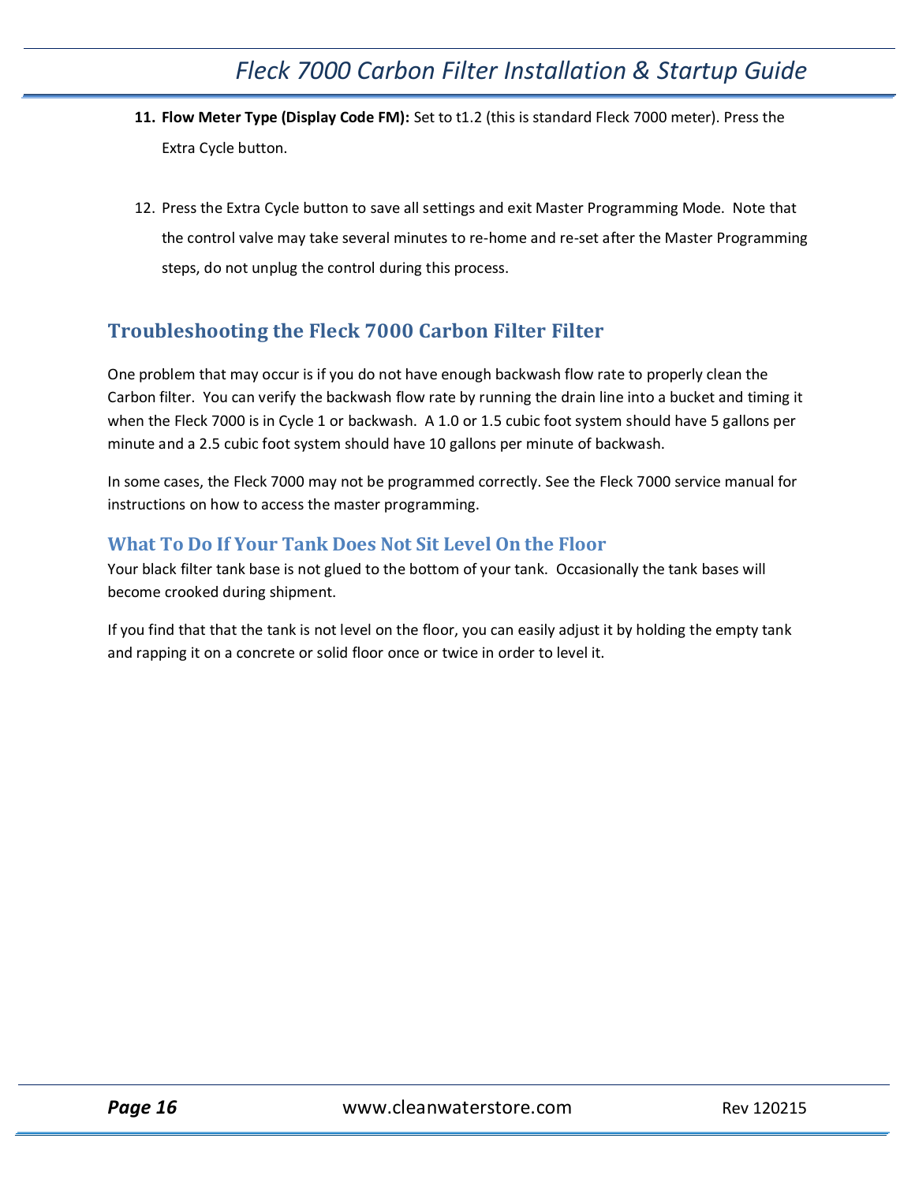11. **Flow Meter Type (Display Code FM):** Set to t1.2 (this is standard Fleck 7000 meter). Press the Extra Cycle button.

12. Press the Extra Cycle button to save all settings and exit Master Programming Mode. Note that the control valve may take several minutes to re-home and re-set after the Master Programming steps, do not unplug the control during this process.

## Troubleshooting the Fleck 7000 Carbon Filter Filter

One problem that may occur is if you do not have enough backwash flow rate to properly clean the Carbon filter. You can verify the backwash flow rate by running the drain line into a bucket and timing it when the Fleck 7000 is in Cycle 1 or backwash. A 1.0 or 1.5 cubic foot system should have 5 gallons per minute and a 2.5 cubic foot system should have 10 gallons per minute of backwash.

In some cases, the Fleck 7000 may not be programmed correctly. See the Fleck 7000 service manual for instructions on how to access the master programming.

### What To Do If Your Tank Does Not Sit Level On the Floor

Your black filter tank base is not glued to the bottom of your tank. Occasionally the tank bases will become crooked during shipment.

If you find that that the tank is not level on the floor, you can easily adjust it by holding the empty tank and rapping it on a concrete or solid floor once or twice in order to level it.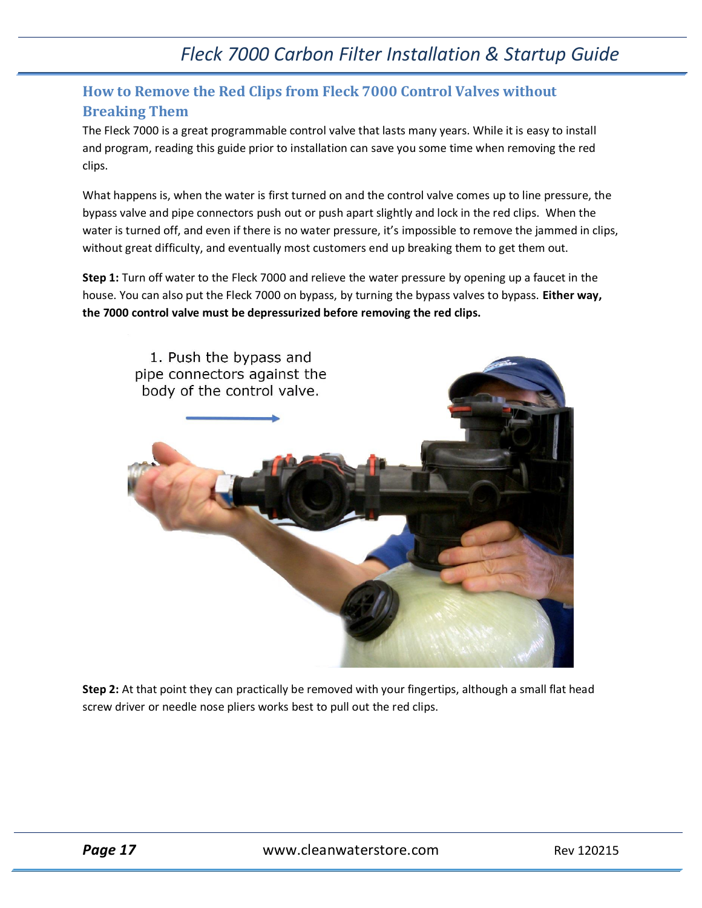## How to Remove the Red Clips from Fleck 7000 Control Valves without Breaking Them

The Fleck 7000 is a great programmable control valve that lasts many years. While it is easy to install and program, reading this guide prior to installation can save you some time when removing the red clips.

What happens is, when the water is first turned on and the control valve comes up to line pressure, the bypass valve and pipe connectors push out or push apart slightly and lock in the red clips. When the water is turned off, and even if there is no water pressure, it's impossible to remove the jammed in clips, without great difficulty, and eventually most customers end up breaking them to get them out.

**Step 1:** Turn off water to the Fleck 7000 and relieve the water pressure by opening up a faucet in the house. You can also put the Fleck 7000 on bypass, by turning the bypass valves to bypass. **Either way, the 7000 control valve must be depressurized before removing the red clips.**

1. Push the bypass and pipe connectors against the body of the control valve.

**Step 2:** At that point they can practically be removed with your fingertips, although a small flat head screw driver or needle nose pliers works best to pull out the red clips.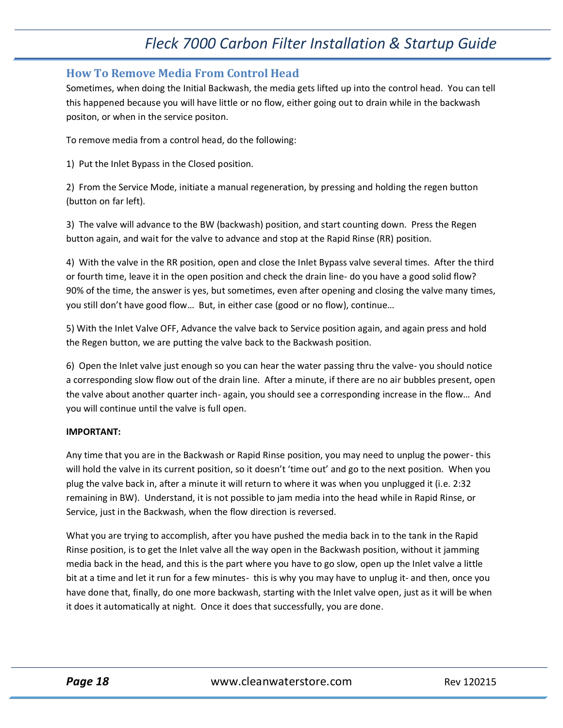## How To Remove Media From Control Head

Sometimes, when doing the Initial Backwash, the media gets lifted up into the control head. You can tell this happened because you will have little or no flow, either going out to drain while in the backwash positon, or when in the service positon.

To remove media from a control head, do the following:

1) Put the Inlet Bypass in the Closed position.

2) From the Service Mode, initiate a manual regeneration, by pressing and holding the regen button (button on far left).

3) The valve will advance to the BW (backwash) position, and start counting down. Press the Regen button again, and wait for the valve to advance and stop at the Rapid Rinse (RR) position.

4) With the valve in the RR position, open and close the Inlet Bypass valve several times. After the third or fourth time, leave it in the open position and check the drain line- do you have a good solid flow? 90% of the time, the answer is yes, but sometimes, even after opening and closing the valve many times, you still don't have good flow… But, in either case (good or no flow), continue…

5) With the Inlet Valve OFF, Advance the valve back to Service position again, and again press and hold the Regen button, we are putting the valve back to the Backwash position.

6) Open the Inlet valve just enough so you can hear the water passing thru the valve- you should notice a corresponding slow flow out of the drain line. After a minute, if there are no air bubbles present, open the valve about another quarter inch- again, you should see a corresponding increase in the flow… And you will continue until the valve is full open.

**IMPORTANT:**

Any time that you are in the Backwash or Rapid Rinse position, you may need to unplug the power- this will hold the valve in its current position, so it doesn't 'time out' and go to the next position. When you plug the valve back in, after a minute it will return to where it was when you unplugged it (i.e. 2:32 remaining in BW). Understand, it is not possible to jam media into the head while in Rapid Rinse, or Service, just in the Backwash, when the flow direction is reversed.

What you are trying to accomplish, after you have pushed the media back in to the tank in the Rapid Rinse position, is to get the Inlet valve all the way open in the Backwash position, without it jamming media back in the head, and this is the part where you have to go slow, open up the Inlet valve a little bit at a time and let it run for a few minutes- this is why you may have to unplug it- and then, once you have done that, finally, do one more backwash, starting with the Inlet valve open, just as it will be when it does it automatically at night. Once it does that successfully, you are done.